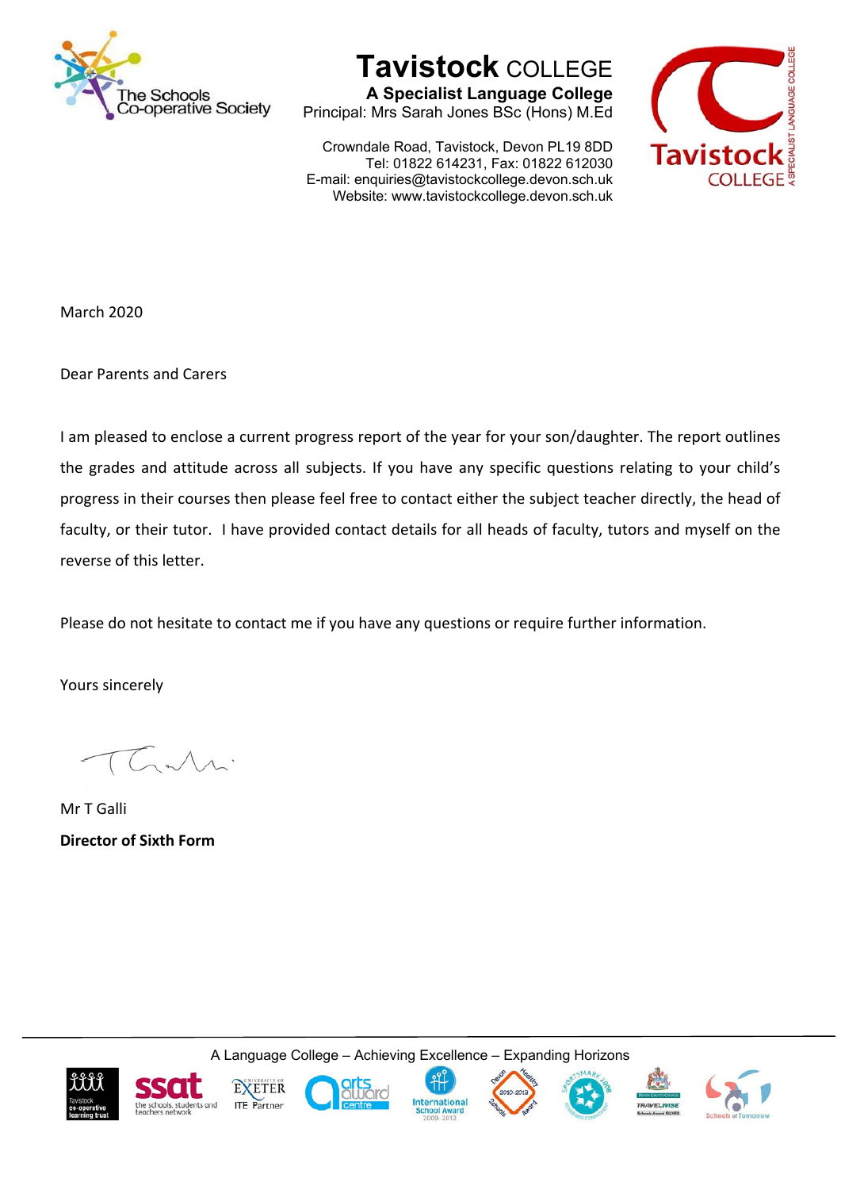The Schools Co-operative Society

# Tavistock COLLEGE

**A Specialist Language College**
Principal: Mrs Sarah Jones BSc (Hons) M.Ed

Crowndale Road, Tavistock, Devon PL19 8DD
Tel: 01822 614231, Fax: 01822 612030
E-mail: enquiries@tavistockcollege.devon.sch.uk
Website: www.tavistockcollege.devon.sch.uk

March 2020

Dear Parents and Carers

I am pleased to enclose a current progress report of the year for your son/daughter. The report outlines the grades and attitude across all subjects. If you have any specific questions relating to your child's progress in their courses then please feel free to contact either the subject teacher directly, the head of faculty, or their tutor. I have provided contact details for all heads of faculty, tutors and myself on the reverse of this letter.

Please do not hesitate to contact me if you have any questions or require further information.

Yours sincerely

Mr T Galli
**Director of Sixth Form**

A Language College – Achieving Excellence – Expanding Horizons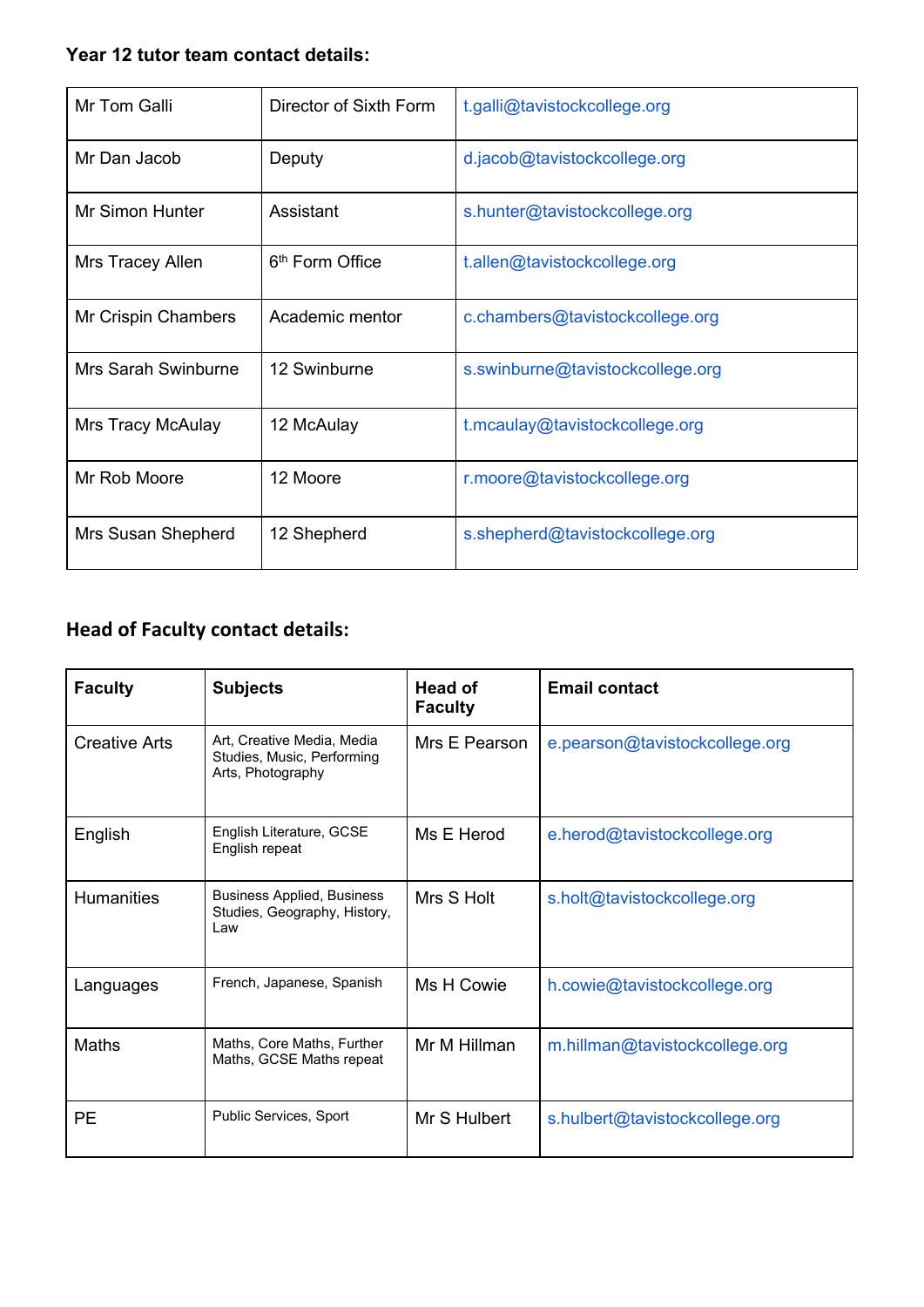**Year 12 tutor team contact details:**

| | | |
|---|---|---|
| Mr Tom Galli | Director of Sixth Form | t.galli@tavistockcollege.org |
| Mr Dan Jacob | Deputy | d.jacob@tavistockcollege.org |
| Mr Simon Hunter | Assistant | s.hunter@tavistockcollege.org |
| Mrs Tracey Allen | 6th Form Office | t.allen@tavistockcollege.org |
| Mr Crispin Chambers | Academic mentor | c.chambers@tavistockcollege.org |
| Mrs Sarah Swinburne | 12 Swinburne | s.swinburne@tavistockcollege.org |
| Mrs Tracy McAulay | 12 McAulay | t.mcaulay@tavistockcollege.org |
| Mr Rob Moore | 12 Moore | r.moore@tavistockcollege.org |
| Mrs Susan Shepherd | 12 Shepherd | s.shepherd@tavistockcollege.org |

**Head of Faculty contact details:**

| Faculty | Subjects | Head of Faculty | Email contact |
|---|---|---|---|
| Creative Arts | Art, Creative Media, Media Studies, Music, Performing Arts, Photography | Mrs E Pearson | e.pearson@tavistockcollege.org |
| English | English Literature, GCSE English repeat | Ms E Herod | e.herod@tavistockcollege.org |
| Humanities | Business Applied, Business Studies, Geography, History, Law | Mrs S Holt | s.holt@tavistockcollege.org |
| Languages | French, Japanese, Spanish | Ms H Cowie | h.cowie@tavistockcollege.org |
| Maths | Maths, Core Maths, Further Maths, GCSE Maths repeat | Mr M Hillman | m.hillman@tavistockcollege.org |
| PE | Public Services, Sport | Mr S Hulbert | s.hulbert@tavistockcollege.org |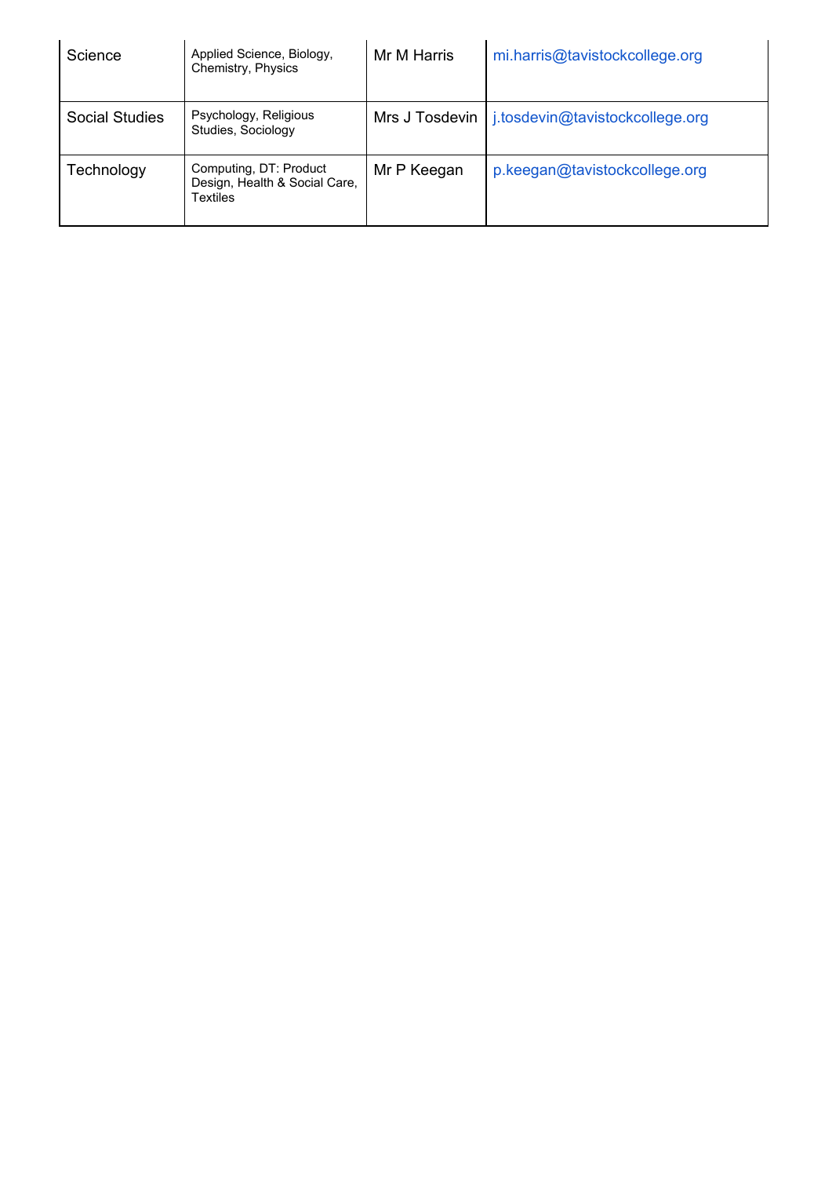| | | | |
|---|---|---|---|
| Science | Applied Science, Biology, Chemistry, Physics | Mr M Harris | mi.harris@tavistockcollege.org |
| Social Studies | Psychology, Religious Studies, Sociology | Mrs J Tosdevin | j.tosdevin@tavistockcollege.org |
| Technology | Computing, DT: Product Design, Health & Social Care, Textiles | Mr P Keegan | p.keegan@tavistockcollege.org |